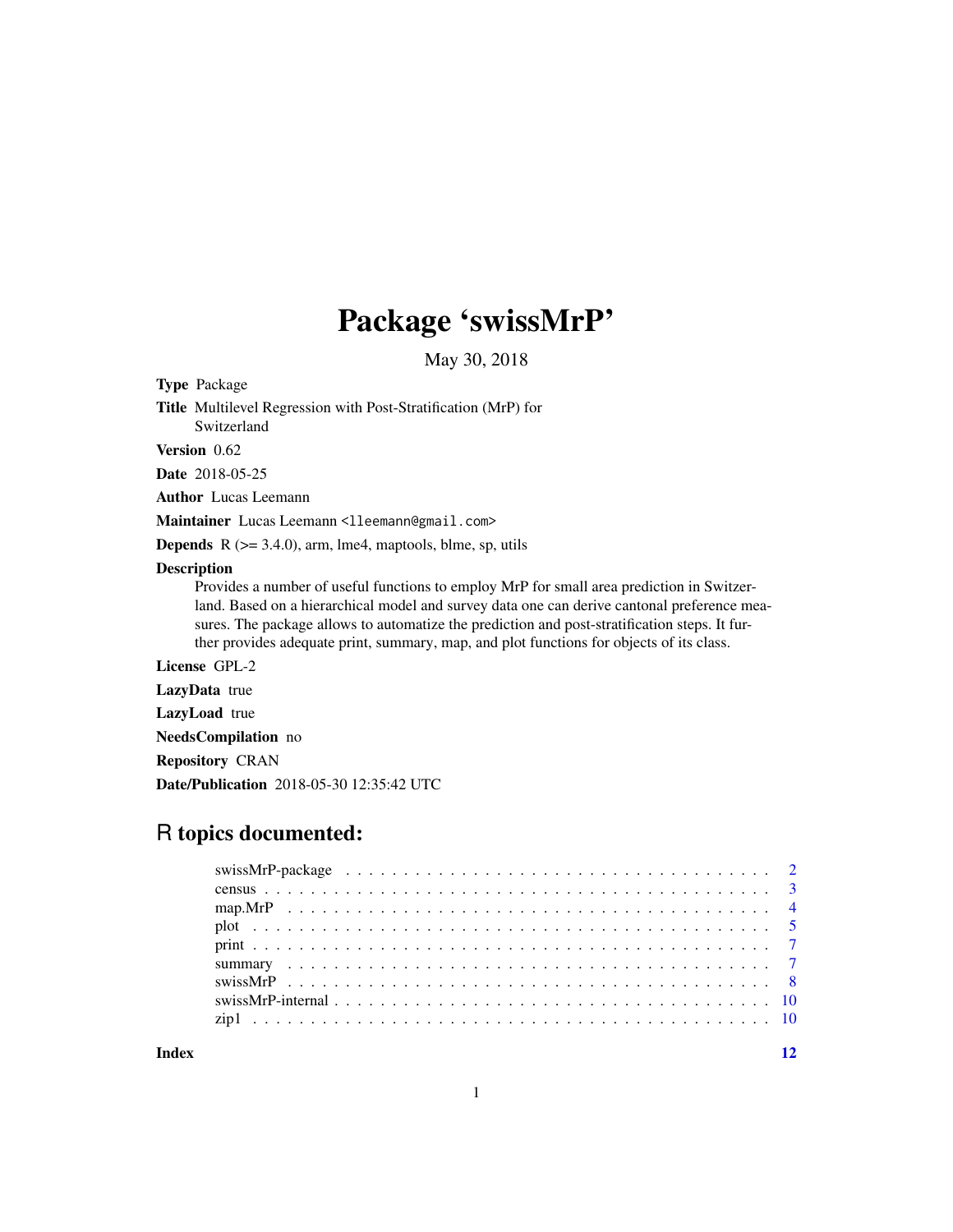# Package 'swissMrP'

May 30, 2018

**Type** Package

**Title** Multilevel Regression with Post-Stratification (MrP) for Switzerland

**Version** 0.62

**Date** 2018-05-25

**Author** Lucas Leemann

**Maintainer** Lucas Leemann <lleemann@gmail.com>

**Depends** R (>= 3.4.0), arm, lme4, maptools, blme, sp, utils

**Description** Provides a number of useful functions to employ MrP for small area prediction in Switzerland. Based on a hierarchical model and survey data one can derive cantonal preference measures. The package allows to automatize the prediction and post-stratification steps. It further provides adequate print, summary, map, and plot functions for objects of its class.

**License** GPL-2

**LazyData** true

**LazyLoad** true

**NeedsCompilation** no

**Repository** CRAN

**Date/Publication** 2018-05-30 12:35:42 UTC

## R topics documented:

- swissMrP-package . . . . . . . . . . . . . . . . . . . . . . . . . . . . . . . . . . . . 2
- census . . . . . . . . . . . . . . . . . . . . . . . . . . . . . . . . . . . . . . . . . . 3
- map.MrP . . . . . . . . . . . . . . . . . . . . . . . . . . . . . . . . . . . . . . . . . 4
- plot . . . . . . . . . . . . . . . . . . . . . . . . . . . . . . . . . . . . . . . . . . . 5
- print . . . . . . . . . . . . . . . . . . . . . . . . . . . . . . . . . . . . . . . . . . 7
- summary . . . . . . . . . . . . . . . . . . . . . . . . . . . . . . . . . . . . . . . . 7
- swissMrP . . . . . . . . . . . . . . . . . . . . . . . . . . . . . . . . . . . . . . . . 8
- swissMrP-internal . . . . . . . . . . . . . . . . . . . . . . . . . . . . . . . . . . . 10
- zip1 . . . . . . . . . . . . . . . . . . . . . . . . . . . . . . . . . . . . . . . . . . 10

**Index** 12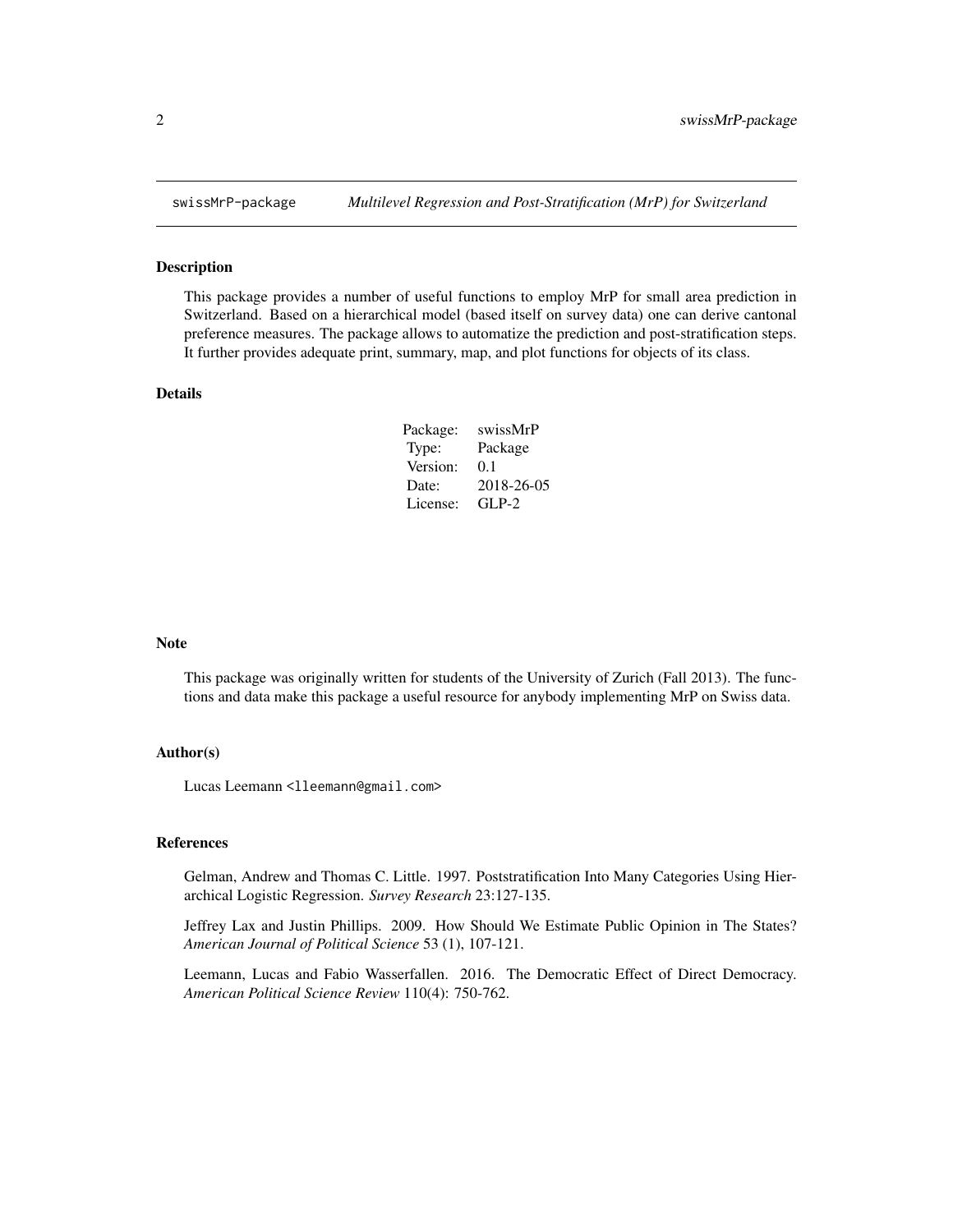swissMrP-package *Multilevel Regression and Post-Stratification (MrP) for Switzerland*

## Description

This package provides a number of useful functions to employ MrP for small area prediction in Switzerland. Based on a hierarchical model (based itself on survey data) one can derive cantonal preference measures. The package allows to automatize the prediction and post-stratification steps. It further provides adequate print, summary, map, and plot functions for objects of its class.

## Details

| | |
|---|---|
| Package: | swissMrP |
| Type: | Package |
| Version: | 0.1 |
| Date: | 2018-26-05 |
| License: | GLP-2 |

## Note

This package was originally written for students of the University of Zurich (Fall 2013). The functions and data make this package a useful resource for anybody implementing MrP on Swiss data.

## Author(s)

Lucas Leemann <lleemann@gmail.com>

## References

Gelman, Andrew and Thomas C. Little. 1997. Poststratification Into Many Categories Using Hierarchical Logistic Regression. *Survey Research* 23:127-135.

Jeffrey Lax and Justin Phillips. 2009. How Should We Estimate Public Opinion in The States? *American Journal of Political Science* 53 (1), 107-121.

Leemann, Lucas and Fabio Wasserfallen. 2016. The Democratic Effect of Direct Democracy. *American Political Science Review* 110(4): 750-762.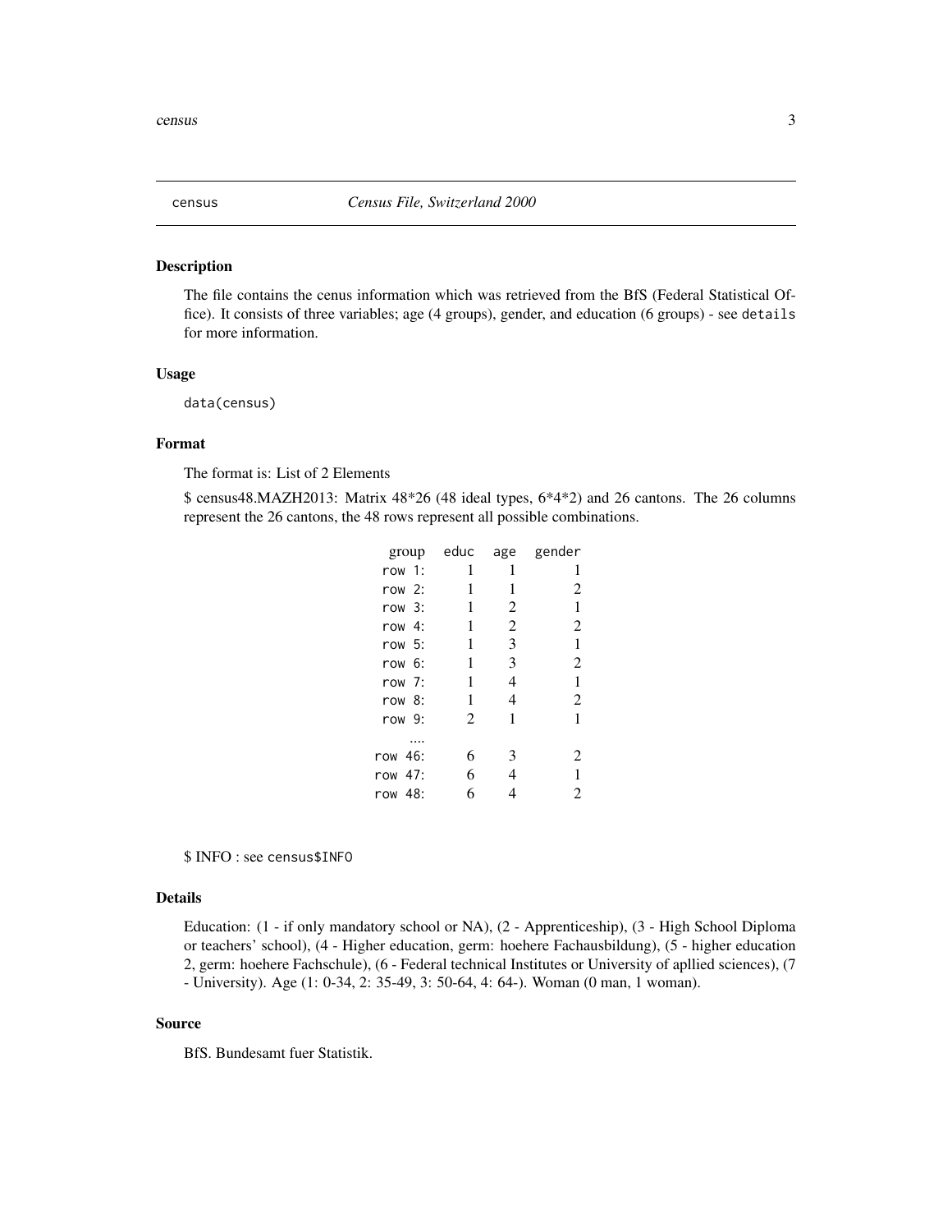`census` *Census File, Switzerland 2000*

## Description

The file contains the cenus information which was retrieved from the BfS (Federal Statistical Office). It consists of three variables; age (4 groups), gender, and education (6 groups) - see `details` for more information.

## Usage

```
data(census)
```

## Format

The format is: List of 2 Elements

$ census48.MAZH2013: Matrix 48*26 (48 ideal types, 6*4*2) and 26 cantons. The 26 columns represent the 26 cantons, the 48 rows represent all possible combinations.

| group | educ | age | gender |
|---|---|---|---|
| row 1: | 1 | 1 | 1 |
| row 2: | 1 | 1 | 2 |
| row 3: | 1 | 2 | 1 |
| row 4: | 1 | 2 | 2 |
| row 5: | 1 | 3 | 1 |
| row 6: | 1 | 3 | 2 |
| row 7: | 1 | 4 | 1 |
| row 8: | 1 | 4 | 2 |
| row 9: | 2 | 1 | 1 |
| .... | | | |
| row 46: | 6 | 3 | 2 |
| row 47: | 6 | 4 | 1 |
| row 48: | 6 | 4 | 2 |

$ INFO : see `census$INFO`

## Details

Education: (1 - if only mandatory school or NA), (2 - Apprenticeship), (3 - High School Diploma or teachers' school), (4 - Higher education, germ: hoehere Fachausbildung), (5 - higher education 2, germ: hoehere Fachschule), (6 - Federal technical Institutes or University of apllied sciences), (7 - University). Age (1: 0-34, 2: 35-49, 3: 50-64, 4: 64-). Woman (0 man, 1 woman).

## Source

BfS. Bundesamt fuer Statistik.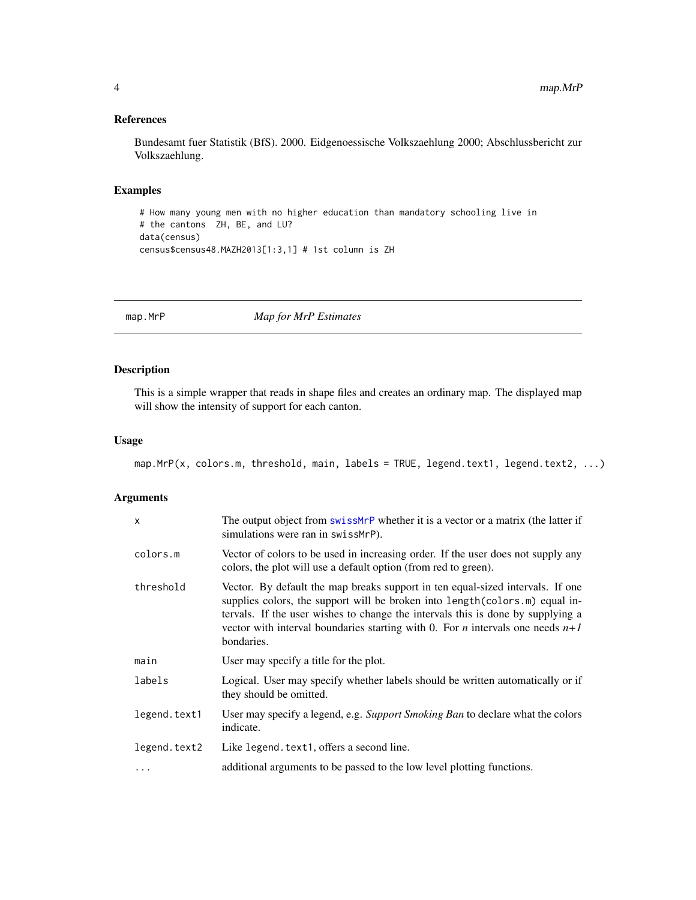### References

Bundesamt fuer Statistik (BfS). 2000. Eidgenoessische Volkszaehlung 2000; Abschlussbericht zur Volkszaehlung.

### Examples

```
# How many young men with no higher education than mandatory schooling live in
# the cantons  ZH, BE, and LU?
data(census)
census$census48.MAZH2013[1:3,1] # 1st column is ZH
```

---

## map.MrP — *Map for MrP Estimates*

### Description

This is a simple wrapper that reads in shape files and creates an ordinary map. The displayed map will show the intensity of support for each canton.

### Usage

```
map.MrP(x, colors.m, threshold, main, labels = TRUE, legend.text1, legend.text2, ...)
```

### Arguments

| | |
|---|---|
| `x` | The output object from swissMrP whether it is a vector or a matrix (the latter if simulations were ran in swissMrP). |
| `colors.m` | Vector of colors to be used in increasing order. If the user does not supply any colors, the plot will use a default option (from red to green). |
| `threshold` | Vector. By default the map breaks support in ten equal-sized intervals. If one supplies colors, the support will be broken into length(colors.m) equal intervals. If the user wishes to change the intervals this is done by supplying a vector with interval boundaries starting with 0. For *n* intervals one needs *n+1* bondaries. |
| `main` | User may specify a title for the plot. |
| `labels` | Logical. User may specify whether labels should be written automatically or if they should be omitted. |
| `legend.text1` | User may specify a legend, e.g. *Support Smoking Ban* to declare what the colors indicate. |
| `legend.text2` | Like legend.text1, offers a second line. |
| `...` | additional arguments to be passed to the low level plotting functions. |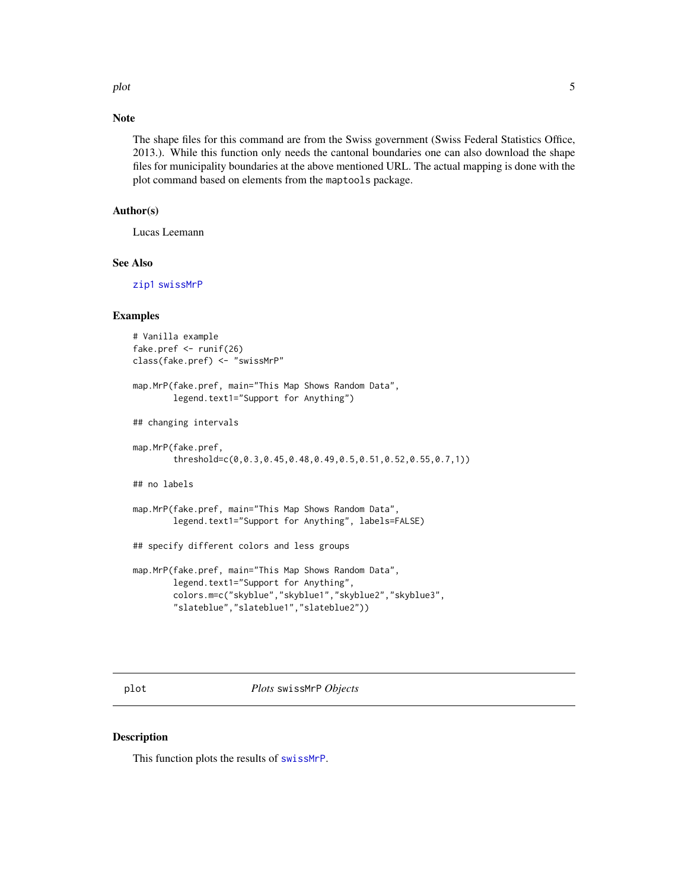### Note

The shape files for this command are from the Swiss government (Swiss Federal Statistics Office, 2013.). While this function only needs the cantonal boundaries one can also download the shape files for municipality boundaries at the above mentioned URL. The actual mapping is done with the plot command based on elements from the `maptools` package.

### Author(s)

Lucas Leemann

### See Also

`zip1` `swissMrP`

### Examples

```
# Vanilla example
fake.pref <- runif(26)
class(fake.pref) <- "swissMrP"

map.MrP(fake.pref, main="This Map Shows Random Data",
        legend.text1="Support for Anything")

## changing intervals

map.MrP(fake.pref,
        threshold=c(0,0.3,0.45,0.48,0.49,0.5,0.51,0.52,0.55,0.7,1))

## no labels

map.MrP(fake.pref, main="This Map Shows Random Data",
        legend.text1="Support for Anything", labels=FALSE)

## specify different colors and less groups

map.MrP(fake.pref, main="This Map Shows Random Data",
        legend.text1="Support for Anything",
        colors.m=c("skyblue","skyblue1","skyblue2","skyblue3",
        "slateblue","slateblue1","slateblue2"))
```

## plot — *Plots* `swissMrP` *Objects*

### Description

This function plots the results of `swissMrP`.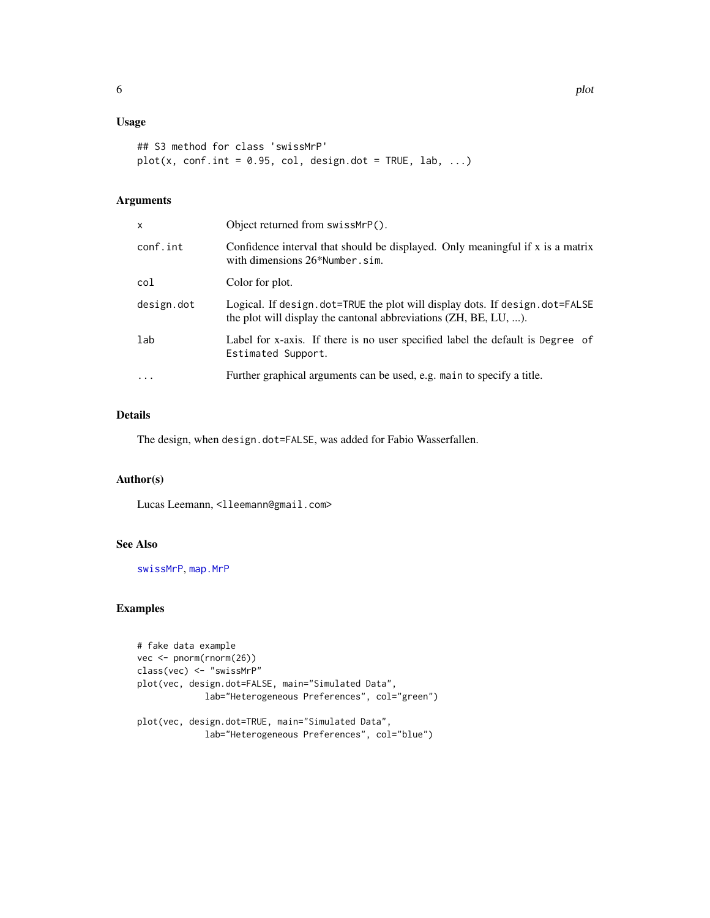## Usage

```
## S3 method for class 'swissMrP'
plot(x, conf.int = 0.95, col, design.dot = TRUE, lab, ...)
```

## Arguments

| | |
|---|---|
| `x` | Object returned from `swissMrP()`. |
| `conf.int` | Confidence interval that should be displayed. Only meaningful if x is a matrix with dimensions 26*`Number.sim`. |
| `col` | Color for plot. |
| `design.dot` | Logical. If `design.dot=TRUE` the plot will display dots. If `design.dot=FALSE` the plot will display the cantonal abbreviations (ZH, BE, LU, ...). |
| `lab` | Label for x-axis. If there is no user specified label the default is `Degree of Estimated Support`. |
| `...` | Further graphical arguments can be used, e.g. `main` to specify a title. |

## Details

The design, when `design.dot=FALSE`, was added for Fabio Wasserfallen.

## Author(s)

Lucas Leemann, <lleemann@gmail.com>

## See Also

`swissMrP`, `map.MrP`

## Examples

```
# fake data example
vec <- pnorm(rnorm(26))
class(vec) <- "swissMrP"
plot(vec, design.dot=FALSE, main="Simulated Data",
            lab="Heterogeneous Preferences", col="green")

plot(vec, design.dot=TRUE, main="Simulated Data",
            lab="Heterogeneous Preferences", col="blue")
```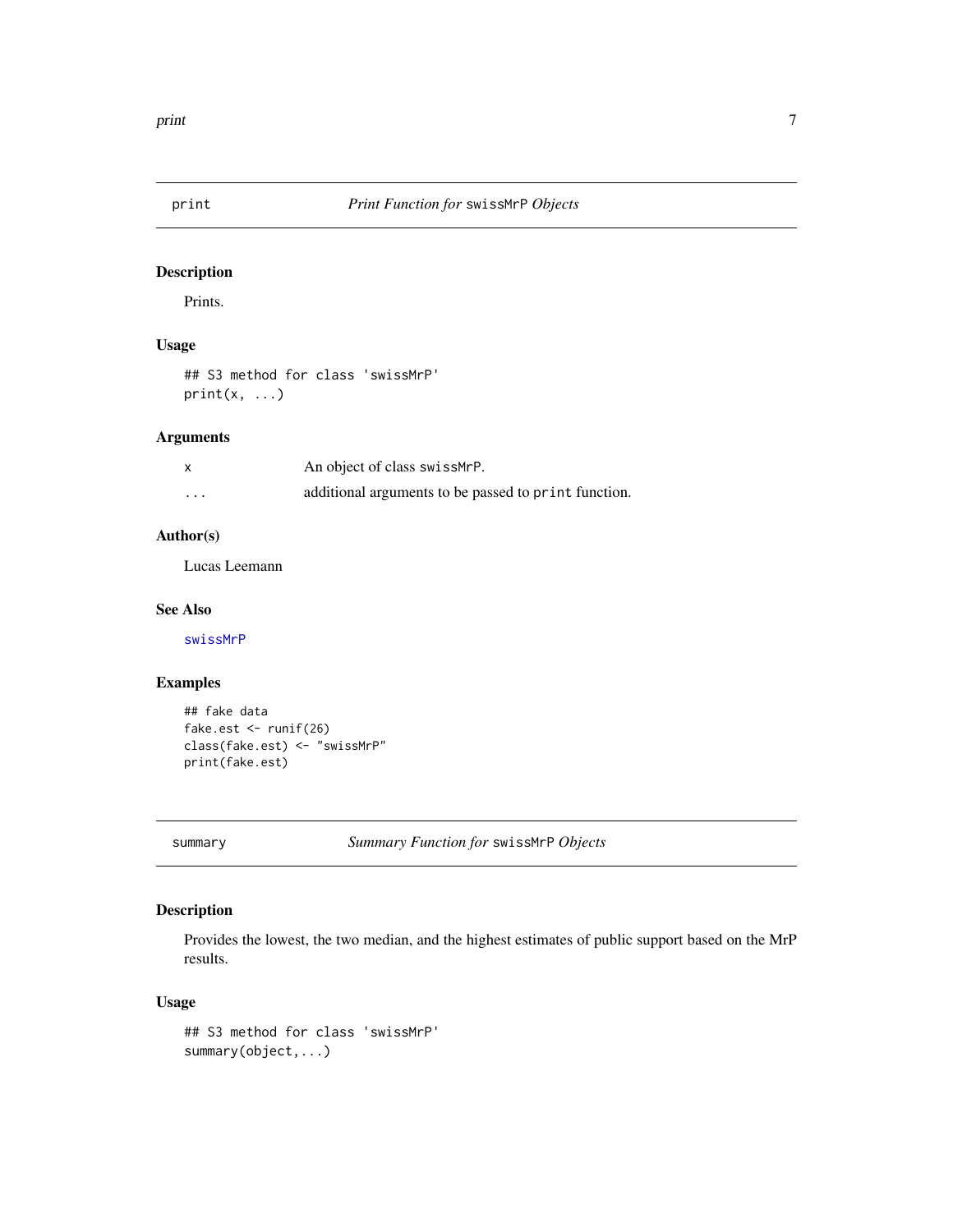## print — *Print Function for* `swissMrP` *Objects*

### Description

Prints.

### Usage

```
## S3 method for class 'swissMrP'
print(x, ...)
```

### Arguments

| | |
|---|---|
| x | An object of class `swissMrP`. |
| ... | additional arguments to be passed to `print` function. |

### Author(s)

Lucas Leemann

### See Also

`swissMrP`

### Examples

```
## fake data
fake.est <- runif(26)
class(fake.est) <- "swissMrP"
print(fake.est)
```

## summary — *Summary Function for* `swissMrP` *Objects*

### Description

Provides the lowest, the two median, and the highest estimates of public support based on the MrP results.

### Usage

```
## S3 method for class 'swissMrP'
summary(object,...)
```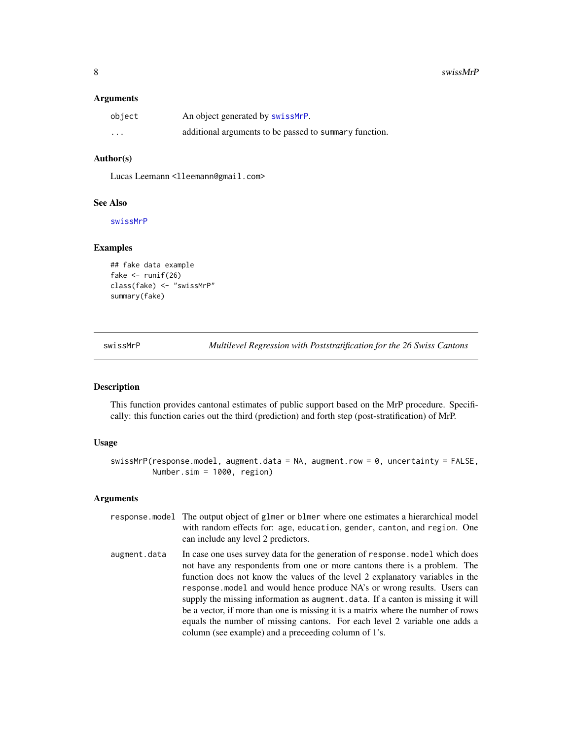### Arguments

| | |
|---|---|
| `object` | An object generated by `swissMrP`. |
| `...` | additional arguments to be passed to `summary` function. |

### Author(s)

Lucas Leemann <lleemann@gmail.com>

### See Also

`swissMrP`

### Examples

```
## fake data example
fake <- runif(26)
class(fake) <- "swissMrP"
summary(fake)
```

---

## swissMrP — *Multilevel Regression with Poststratification for the 26 Swiss Cantons*

### Description

This function provides cantonal estimates of public support based on the MrP procedure. Specifically: this function caries out the third (prediction) and forth step (post-stratification) of MrP.

### Usage

```
swissMrP(response.model, augment.data = NA, augment.row = 0, uncertainty = FALSE,
         Number.sim = 1000, region)
```

### Arguments

| | |
|---|---|
| `response.model` | The output object of `glmer` or `blmer` where one estimates a hierarchical model with random effects for: `age`, `education`, `gender`, `canton`, and `region`. One can include any level 2 predictors. |
| `augment.data` | In case one uses survey data for the generation of `response.model` which does not have any respondents from one or more cantons there is a problem. The function does not know the values of the level 2 explanatory variables in the `response.model` and would hence produce NA's or wrong results. Users can supply the missing information as `augment.data`. If a canton is missing it will be a vector, if more than one is missing it is a matrix where the number of rows equals the number of missing cantons. For each level 2 variable one adds a column (see example) and a preceeding column of 1's. |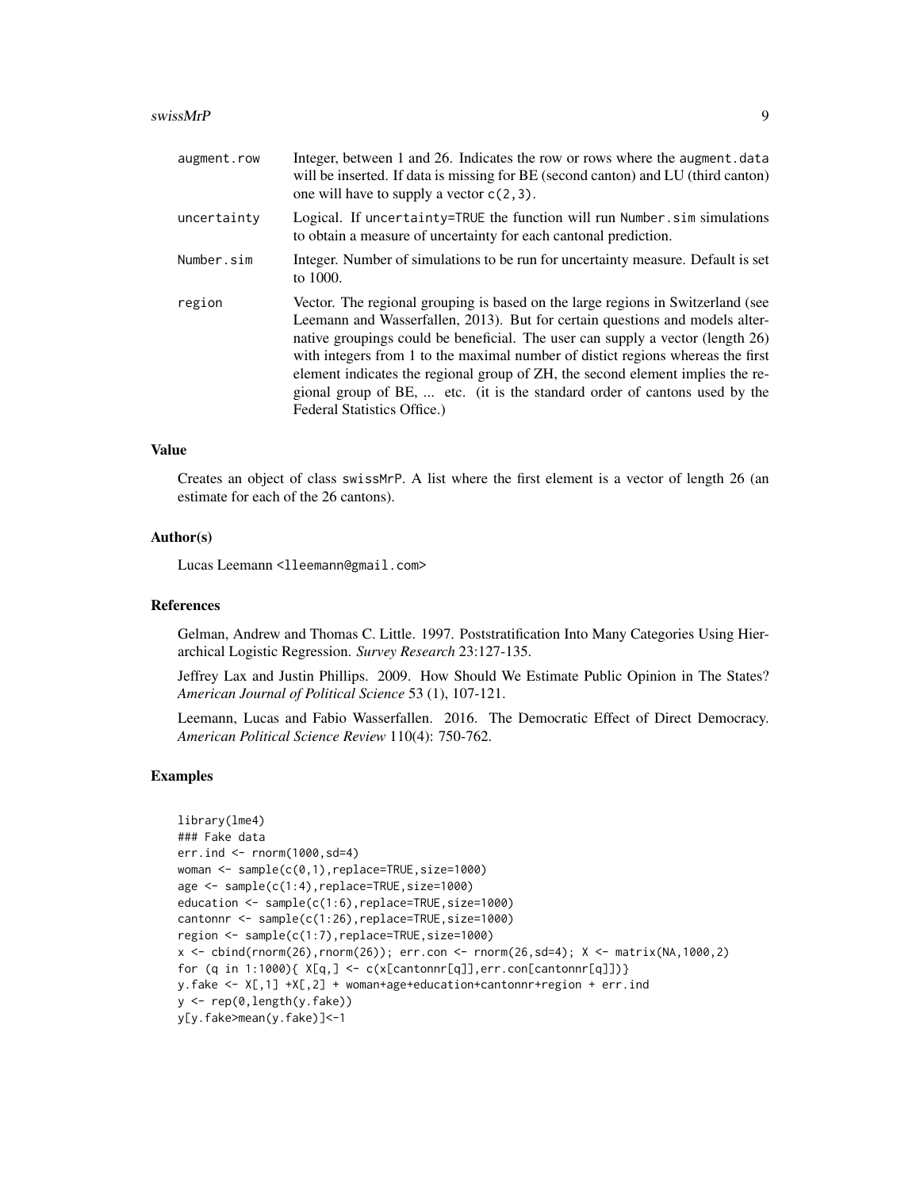augment.row
: Integer, between 1 and 26. Indicates the row or rows where the `augment.data` will be inserted. If data is missing for BE (second canton) and LU (third canton) one will have to supply a vector `c(2,3)`.

uncertainty
: Logical. If `uncertainty=TRUE` the function will run `Number.sim` simulations to obtain a measure of uncertainty for each cantonal prediction.

Number.sim
: Integer. Number of simulations to be run for uncertainty measure. Default is set to 1000.

region
: Vector. The regional grouping is based on the large regions in Switzerland (see Leemann and Wasserfallen, 2013). But for certain questions and models alternative groupings could be beneficial. The user can supply a vector (length 26) with integers from 1 to the maximal number of distict regions whereas the first element indicates the regional group of ZH, the second element implies the regional group of BE, ... etc. (it is the standard order of cantons used by the Federal Statistics Office.)

## Value

Creates an object of class swissMrP. A list where the first element is a vector of length 26 (an estimate for each of the 26 cantons).

## Author(s)

Lucas Leemann <lleemann@gmail.com>

## References

Gelman, Andrew and Thomas C. Little. 1997. Poststratification Into Many Categories Using Hierarchical Logistic Regression. *Survey Research* 23:127-135.

Jeffrey Lax and Justin Phillips. 2009. How Should We Estimate Public Opinion in The States? *American Journal of Political Science* 53 (1), 107-121.

Leemann, Lucas and Fabio Wasserfallen. 2016. The Democratic Effect of Direct Democracy. *American Political Science Review* 110(4): 750-762.

## Examples

```
library(lme4)
### Fake data
err.ind <- rnorm(1000,sd=4)
woman <- sample(c(0,1),replace=TRUE,size=1000)
age <- sample(c(1:4),replace=TRUE,size=1000)
education <- sample(c(1:6),replace=TRUE,size=1000)
cantonnr <- sample(c(1:26),replace=TRUE,size=1000)
region <- sample(c(1:7),replace=TRUE,size=1000)
x <- cbind(rnorm(26),rnorm(26)); err.con <- rnorm(26,sd=4); X <- matrix(NA,1000,2)
for (q in 1:1000){ X[q,] <- c(x[cantonnr[q]],err.con[cantonnr[q]])}
y.fake <- X[,1] +X[,2] + woman+age+education+cantonnr+region + err.ind
y <- rep(0,length(y.fake))
y[y.fake>mean(y.fake)]<-1
```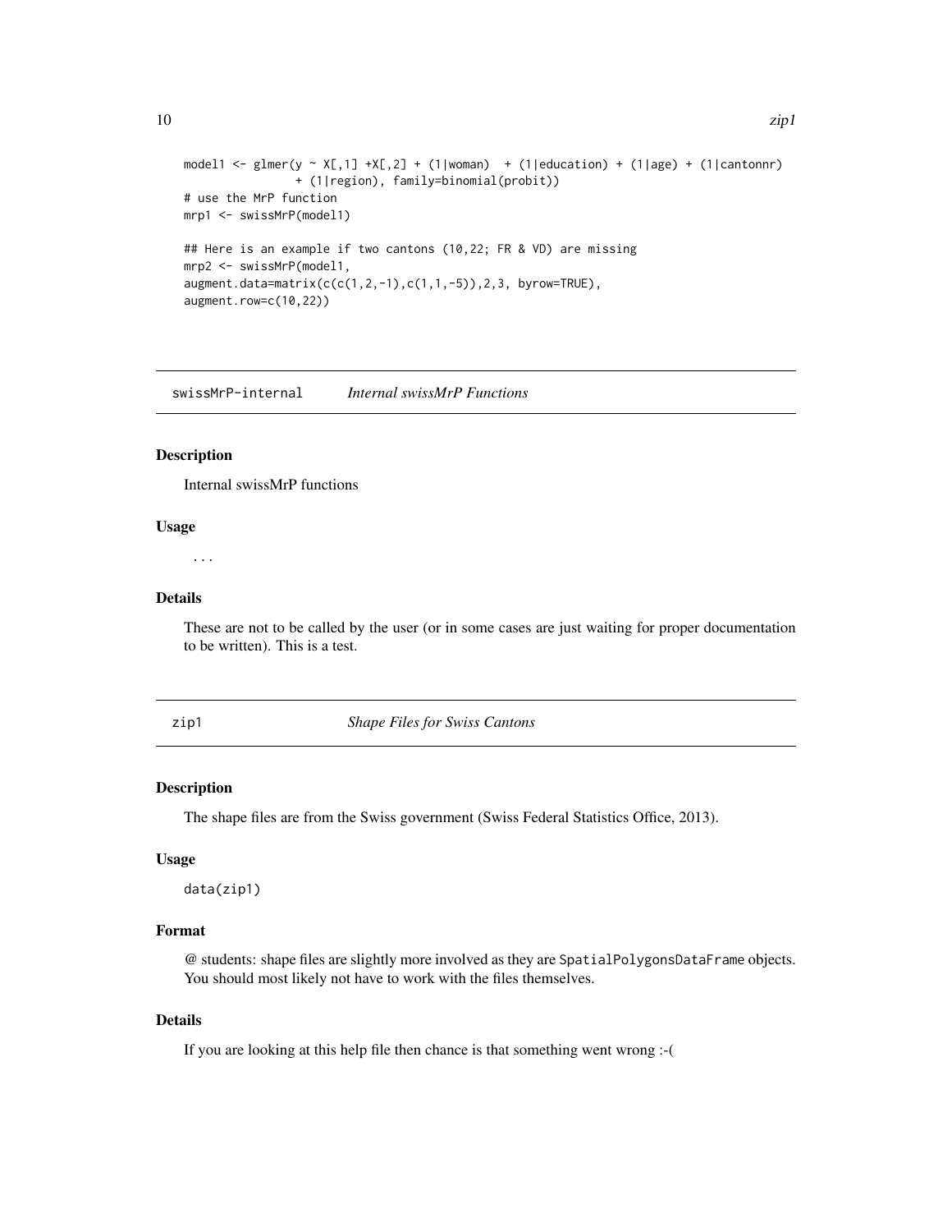```
model1 <- glmer(y ~ X[,1] +X[,2] + (1|woman)  + (1|education) + (1|age) + (1|cantonnr)
                + (1|region), family=binomial(probit))
# use the MrP function
mrp1 <- swissMrP(model1)

## Here is an example if two cantons (10,22; FR & VD) are missing
mrp2 <- swissMrP(model1,
augment.data=matrix(c(c(1,2,-1),c(1,1,-5)),2,3, byrow=TRUE),
augment.row=c(10,22))
```

## swissMrP-internal *Internal swissMrP Functions*

### Description

Internal swissMrP functions

### Usage

```
...
```

### Details

These are not to be called by the user (or in some cases are just waiting for proper documentation to be written). This is a test.

## zip1 *Shape Files for Swiss Cantons*

### Description

The shape files are from the Swiss government (Swiss Federal Statistics Office, 2013).

### Usage

```
data(zip1)
```

### Format

@ students: shape files are slightly more involved as they are `SpatialPolygonsDataFrame` objects. You should most likely not have to work with the files themselves.

### Details

If you are looking at this help file then chance is that something went wrong :-(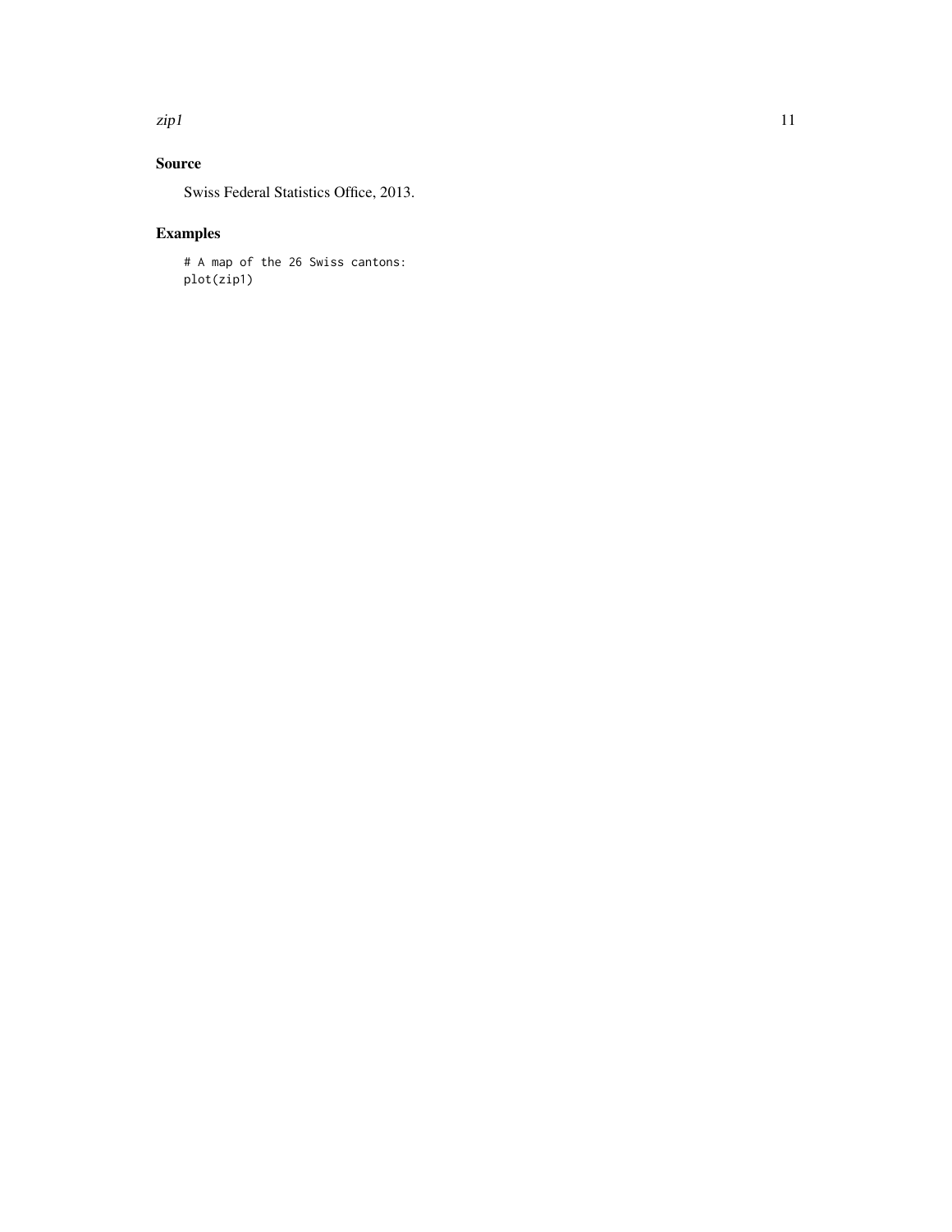## Source

Swiss Federal Statistics Office, 2013.

## Examples

```
# A map of the 26 Swiss cantons:
plot(zip1)
```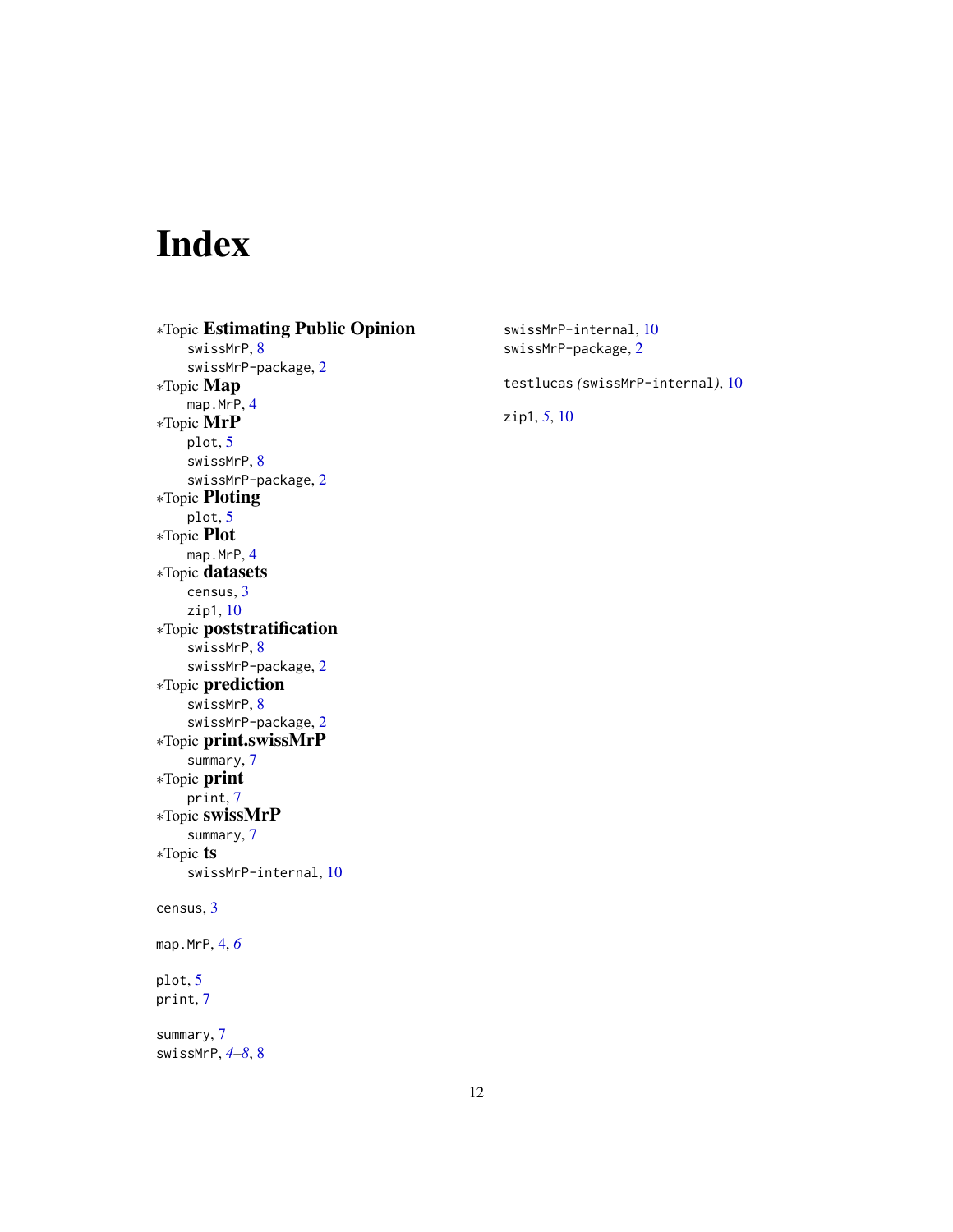# Index

*Topic **Estimating Public Opinion**
- swissMrP, 8
- swissMrP-package, 2

*Topic **Map**
- map.MrP, 4

*Topic **MrP**
- plot, 5
- swissMrP, 8
- swissMrP-package, 2

*Topic **Ploting**
- plot, 5

*Topic **Plot**
- map.MrP, 4

*Topic **datasets**
- census, 3
- zip1, 10

*Topic **poststratification**
- swissMrP, 8
- swissMrP-package, 2

*Topic **prediction**
- swissMrP, 8
- swissMrP-package, 2

*Topic **print.swissMrP**
- summary, 7

*Topic **print**
- print, 7

*Topic **swissMrP**
- summary, 7

*Topic **ts**
- swissMrP-internal, 10

census, 3

map.MrP, 4, *6*

plot, 5
print, 7

summary, 7
swissMrP, *4–8*, 8
swissMrP-internal, 10
swissMrP-package, 2

testlucas *(*swissMrP-internal*)*, 10

zip1, *5*, 10